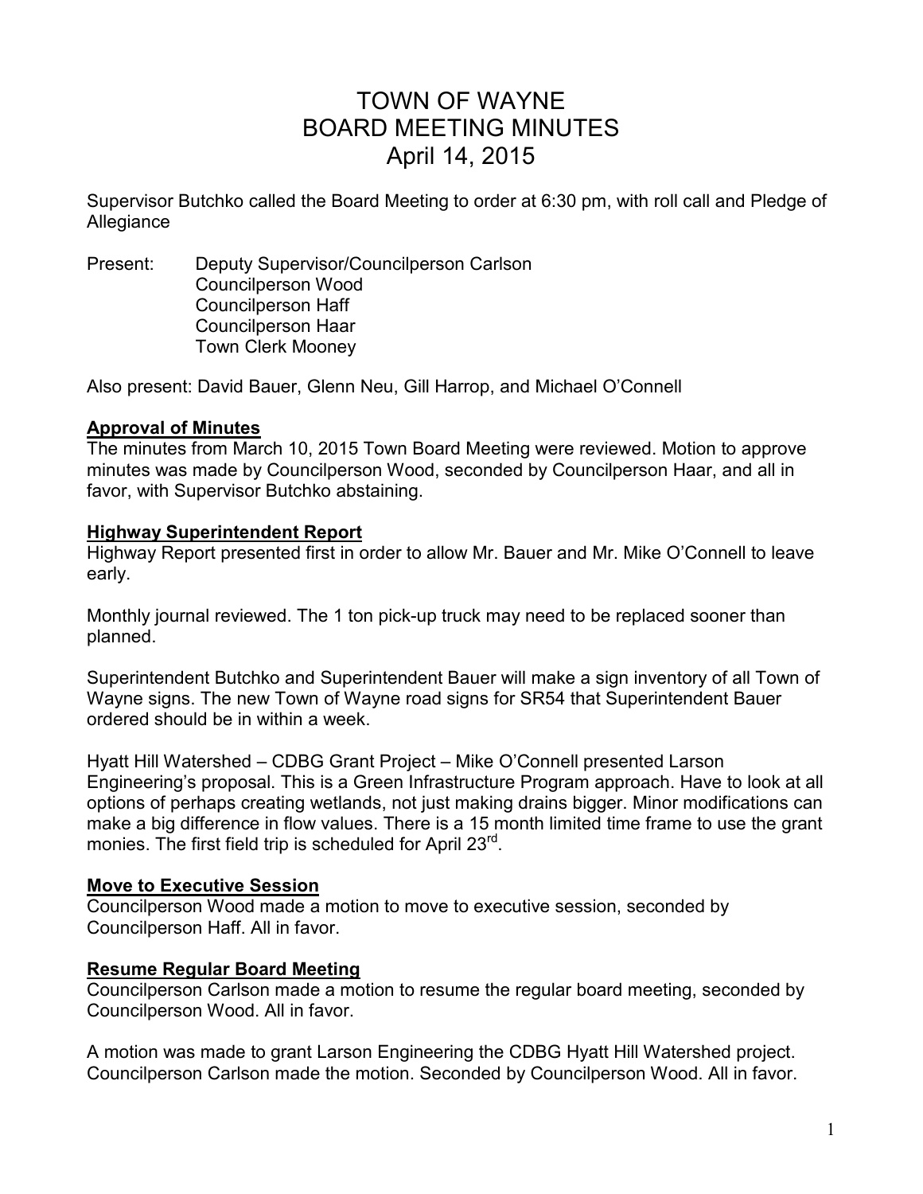# TOWN OF WAYNE
# BOARD MEETING MINUTES
# April 14, 2015

Supervisor Butchko called the Board Meeting to order at 6:30 pm, with roll call and Pledge of Allegiance

Present: Deputy Supervisor/Councilperson Carlson
Councilperson Wood
Councilperson Haff
Councilperson Haar
Town Clerk Mooney

Also present: David Bauer, Glenn Neu, Gill Harrop, and Michael O'Connell

**Approval of Minutes**

The minutes from March 10, 2015 Town Board Meeting were reviewed. Motion to approve minutes was made by Councilperson Wood, seconded by Councilperson Haar, and all in favor, with Supervisor Butchko abstaining.

**Highway Superintendent Report**

Highway Report presented first in order to allow Mr. Bauer and Mr. Mike O'Connell to leave early.

Monthly journal reviewed. The 1 ton pick-up truck may need to be replaced sooner than planned.

Superintendent Butchko and Superintendent Bauer will make a sign inventory of all Town of Wayne signs. The new Town of Wayne road signs for SR54 that Superintendent Bauer ordered should be in within a week.

Hyatt Hill Watershed – CDBG Grant Project – Mike O'Connell presented Larson Engineering's proposal. This is a Green Infrastructure Program approach. Have to look at all options of perhaps creating wetlands, not just making drains bigger. Minor modifications can make a big difference in flow values. There is a 15 month limited time frame to use the grant monies. The first field trip is scheduled for April 23rd.

**Move to Executive Session**

Councilperson Wood made a motion to move to executive session, seconded by Councilperson Haff. All in favor.

**Resume Regular Board Meeting**

Councilperson Carlson made a motion to resume the regular board meeting, seconded by Councilperson Wood. All in favor.

A motion was made to grant Larson Engineering the CDBG Hyatt Hill Watershed project. Councilperson Carlson made the motion. Seconded by Councilperson Wood. All in favor.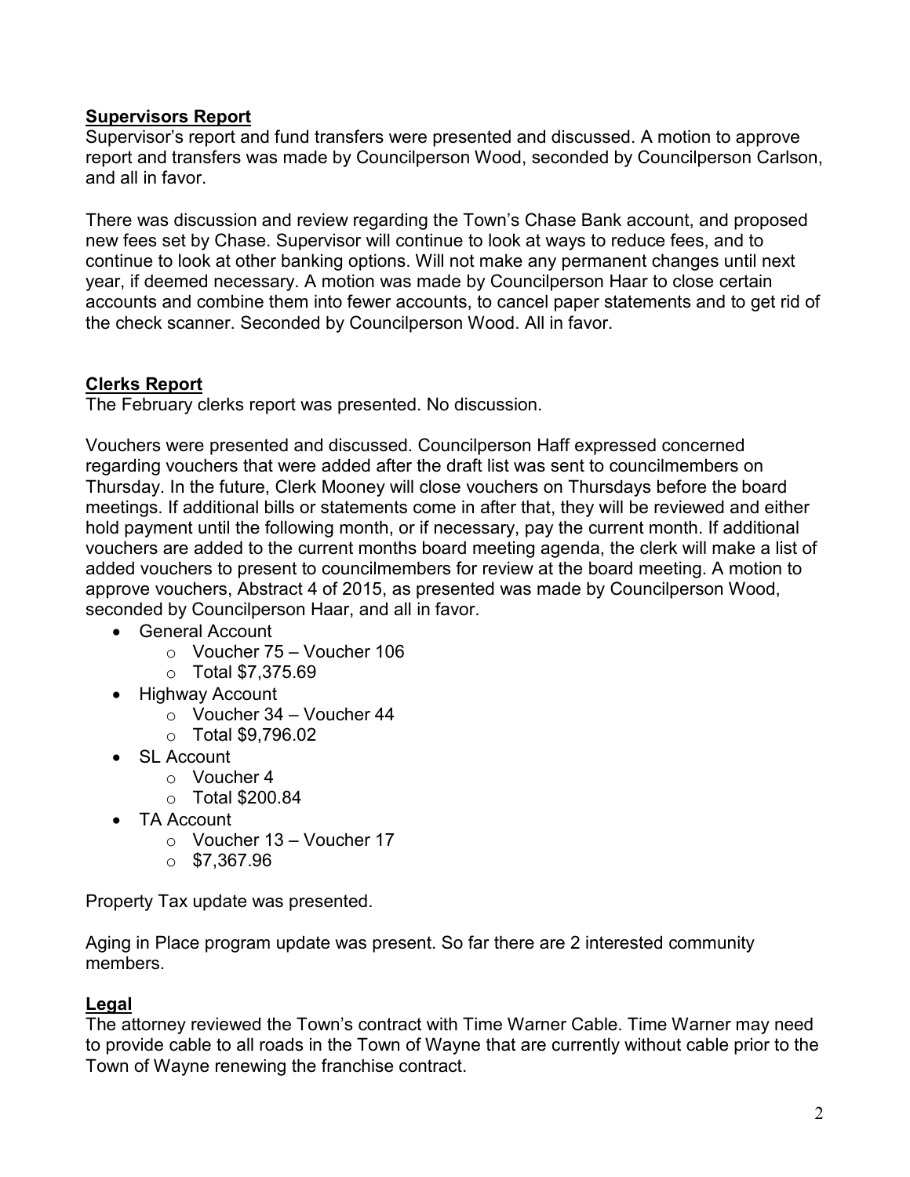## Supervisors Report

Supervisor's report and fund transfers were presented and discussed. A motion to approve report and transfers was made by Councilperson Wood, seconded by Councilperson Carlson, and all in favor.

There was discussion and review regarding the Town's Chase Bank account, and proposed new fees set by Chase. Supervisor will continue to look at ways to reduce fees, and to continue to look at other banking options. Will not make any permanent changes until next year, if deemed necessary. A motion was made by Councilperson Haar to close certain accounts and combine them into fewer accounts, to cancel paper statements and to get rid of the check scanner. Seconded by Councilperson Wood. All in favor.

## Clerks Report

The February clerks report was presented. No discussion.

Vouchers were presented and discussed. Councilperson Haff expressed concerned regarding vouchers that were added after the draft list was sent to councilmembers on Thursday. In the future, Clerk Mooney will close vouchers on Thursdays before the board meetings. If additional bills or statements come in after that, they will be reviewed and either hold payment until the following month, or if necessary, pay the current month. If additional vouchers are added to the current months board meeting agenda, the clerk will make a list of added vouchers to present to councilmembers for review at the board meeting. A motion to approve vouchers, Abstract 4 of 2015, as presented was made by Councilperson Wood, seconded by Councilperson Haar, and all in favor.

- General Account
  - Voucher 75 – Voucher 106
  - Total $7,375.69
- Highway Account
  - Voucher 34 – Voucher 44
  - Total $9,796.02
- SL Account
  - Voucher 4
  - Total $200.84
- TA Account
  - Voucher 13 – Voucher 17
  - $7,367.96

Property Tax update was presented.

Aging in Place program update was present. So far there are 2 interested community members.

## Legal

The attorney reviewed the Town's contract with Time Warner Cable. Time Warner may need to provide cable to all roads in the Town of Wayne that are currently without cable prior to the Town of Wayne renewing the franchise contract.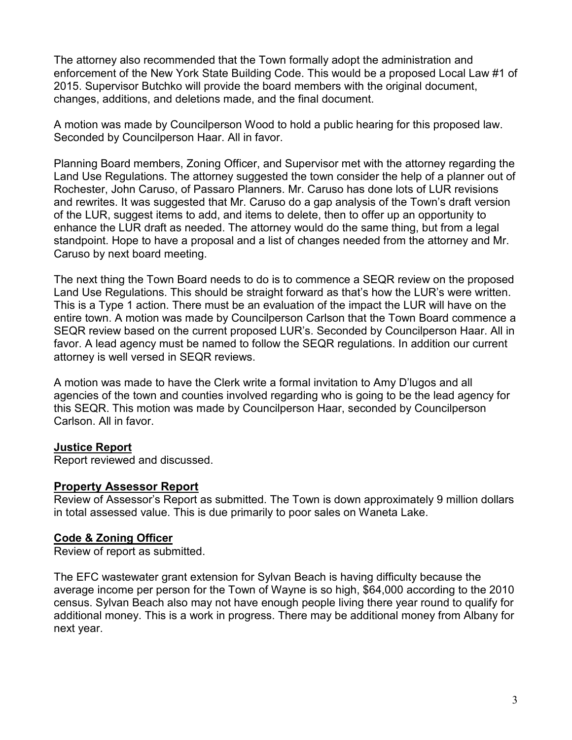The attorney also recommended that the Town formally adopt the administration and enforcement of the New York State Building Code. This would be a proposed Local Law #1 of 2015. Supervisor Butchko will provide the board members with the original document, changes, additions, and deletions made, and the final document.

A motion was made by Councilperson Wood to hold a public hearing for this proposed law. Seconded by Councilperson Haar. All in favor.

Planning Board members, Zoning Officer, and Supervisor met with the attorney regarding the Land Use Regulations. The attorney suggested the town consider the help of a planner out of Rochester, John Caruso, of Passaro Planners. Mr. Caruso has done lots of LUR revisions and rewrites. It was suggested that Mr. Caruso do a gap analysis of the Town's draft version of the LUR, suggest items to add, and items to delete, then to offer up an opportunity to enhance the LUR draft as needed. The attorney would do the same thing, but from a legal standpoint. Hope to have a proposal and a list of changes needed from the attorney and Mr. Caruso by next board meeting.

The next thing the Town Board needs to do is to commence a SEQR review on the proposed Land Use Regulations. This should be straight forward as that's how the LUR's were written. This is a Type 1 action. There must be an evaluation of the impact the LUR will have on the entire town. A motion was made by Councilperson Carlson that the Town Board commence a SEQR review based on the current proposed LUR's. Seconded by Councilperson Haar. All in favor. A lead agency must be named to follow the SEQR regulations. In addition our current attorney is well versed in SEQR reviews.

A motion was made to have the Clerk write a formal invitation to Amy D'lugos and all agencies of the town and counties involved regarding who is going to be the lead agency for this SEQR. This motion was made by Councilperson Haar, seconded by Councilperson Carlson. All in favor.

## Justice Report

Report reviewed and discussed.

## Property Assessor Report

Review of Assessor's Report as submitted. The Town is down approximately 9 million dollars in total assessed value. This is due primarily to poor sales on Waneta Lake.

## Code & Zoning Officer

Review of report as submitted.

The EFC wastewater grant extension for Sylvan Beach is having difficulty because the average income per person for the Town of Wayne is so high, $64,000 according to the 2010 census. Sylvan Beach also may not have enough people living there year round to qualify for additional money. This is a work in progress. There may be additional money from Albany for next year.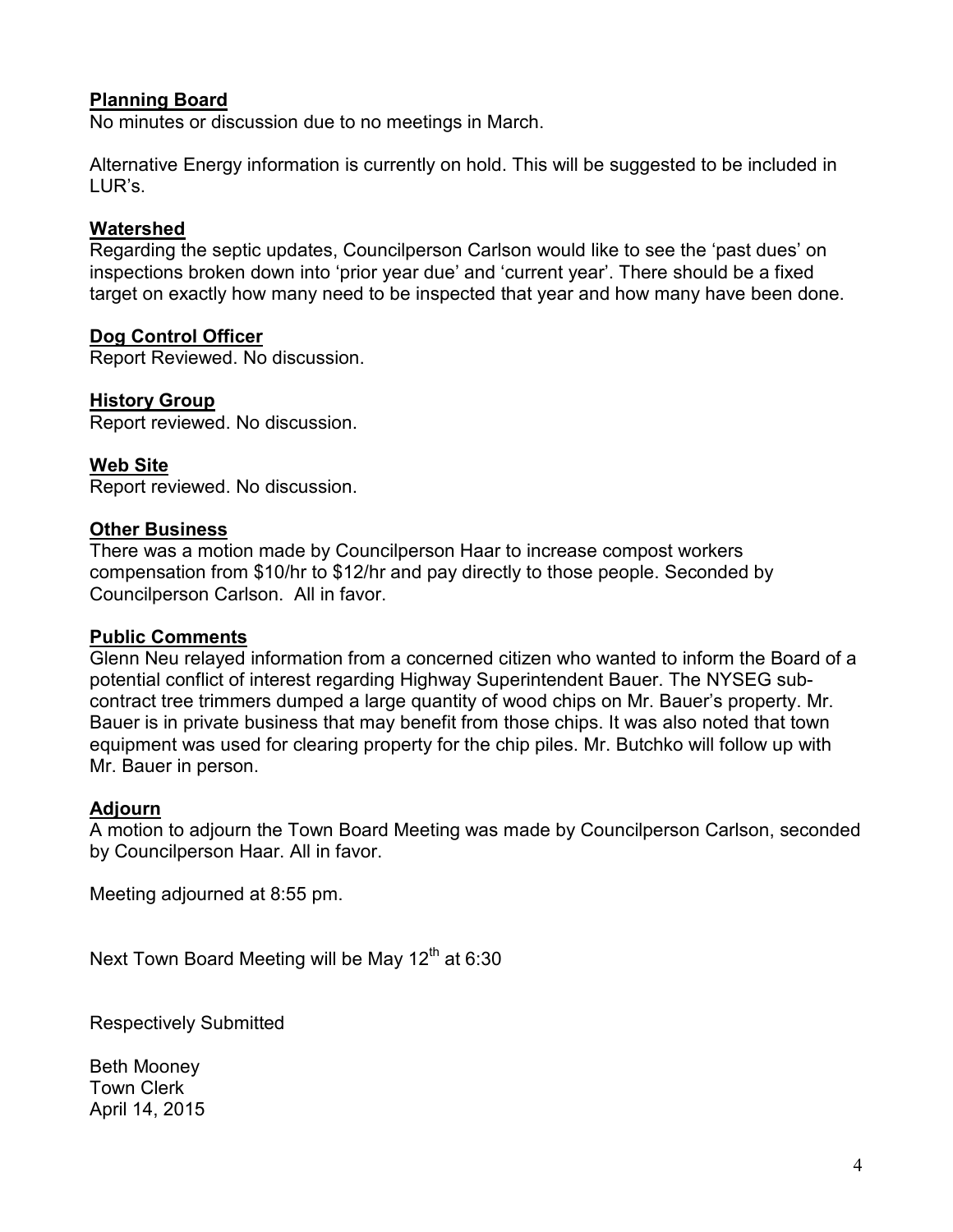## Planning Board

No minutes or discussion due to no meetings in March.

Alternative Energy information is currently on hold. This will be suggested to be included in LUR's.

## Watershed

Regarding the septic updates, Councilperson Carlson would like to see the 'past dues' on inspections broken down into 'prior year due' and 'current year'. There should be a fixed target on exactly how many need to be inspected that year and how many have been done.

## Dog Control Officer

Report Reviewed. No discussion.

## History Group

Report reviewed. No discussion.

## Web Site

Report reviewed. No discussion.

## Other Business

There was a motion made by Councilperson Haar to increase compost workers compensation from $10/hr to $12/hr and pay directly to those people. Seconded by Councilperson Carlson. All in favor.

## Public Comments

Glenn Neu relayed information from a concerned citizen who wanted to inform the Board of a potential conflict of interest regarding Highway Superintendent Bauer. The NYSEG sub-contract tree trimmers dumped a large quantity of wood chips on Mr. Bauer's property. Mr. Bauer is in private business that may benefit from those chips. It was also noted that town equipment was used for clearing property for the chip piles. Mr. Butchko will follow up with Mr. Bauer in person.

## Adjourn

A motion to adjourn the Town Board Meeting was made by Councilperson Carlson, seconded by Councilperson Haar. All in favor.

Meeting adjourned at 8:55 pm.

Next Town Board Meeting will be May 12th at 6:30

Respectively Submitted

Beth Mooney
Town Clerk
April 14, 2015